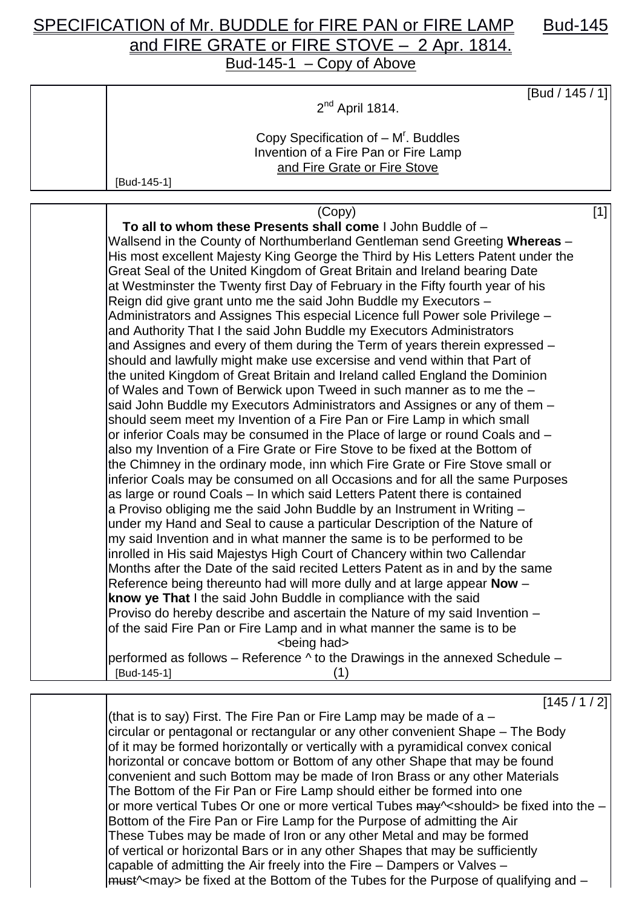# SPECIFICATION of Mr. BUDDLE for FIRE PAN or FIRE LAMP and FIRE GRATE or FIRE STOVE – 2 Apr. 1814.

Bud-145

Bud-145-1 – Copy of Above

[Bud / 145 / 1]

2nd April 1814.

Copy Specification of – Mr. Buddles
Invention of a Fire Pan or Fire Lamp
and Fire Grate or Fire Stove

[Bud-145-1]

(Copy) [1]

**To all to whom these Presents shall come** I John Buddle of – Wallsend in the County of Northumberland Gentleman send Greeting **Whereas** – His most excellent Majesty King George the Third by His Letters Patent under the Great Seal of the United Kingdom of Great Britain and Ireland bearing Date at Westminster the Twenty first Day of February in the Fifty fourth year of his Reign did give grant unto me the said John Buddle my Executors – Administrators and Assignes This especial Licence full Power sole Privilege – and Authority That I the said John Buddle my Executors Administrators and Assignes and every of them during the Term of years therein expressed – should and lawfully might make use excersise and vend within that Part of the united Kingdom of Great Britain and Ireland called England the Dominion of Wales and Town of Berwick upon Tweed in such manner as to me the – said John Buddle my Executors Administrators and Assignes or any of them – should seem meet my Invention of a Fire Pan or Fire Lamp in which small or inferior Coals may be consumed in the Place of large or round Coals and – also my Invention of a Fire Grate or Fire Stove to be fixed at the Bottom of the Chimney in the ordinary mode, inn which Fire Grate or Fire Stove small or inferior Coals may be consumed on all Occasions and for all the same Purposes as large or round Coals – In which said Letters Patent there is contained a Proviso obliging me the said John Buddle by an Instrument in Writing – under my Hand and Seal to cause a particular Description of the Nature of my said Invention and in what manner the same is to be performed to be inrolled in His said Majestys High Court of Chancery within two Callendar Months after the Date of the said recited Letters Patent as in and by the same Reference being thereunto had will more dully and at large appear **Now** – **know ye That** I the said John Buddle in compliance with the said Proviso do hereby describe and ascertain the Nature of my said Invention – of the said Fire Pan or Fire Lamp and in what manner the same is to be performed as follows – Reference ^<being had> to the Drawings in the annexed Schedule –

[Bud-145-1] (1)

[145 / 1 / 2]

(that is to say) First. The Fire Pan or Fire Lamp may be made of a – circular or pentagonal or rectangular or any other convenient Shape – The Body of it may be formed horizontally or vertically with a pyramidical convex conical horizontal or concave bottom or Bottom of any other Shape that may be found convenient and such Bottom may be made of Iron Brass or any other Materials The Bottom of the Fir Pan or Fire Lamp should either be formed into one or more vertical Tubes Or one or more vertical Tubes ~~may~~^<should> be fixed into the – Bottom of the Fire Pan or Fire Lamp for the Purpose of admitting the Air These Tubes may be made of Iron or any other Metal and may be formed of vertical or horizontal Bars or in any other Shapes that may be sufficiently capable of admitting the Air freely into the Fire – Dampers or Valves – ~~must~~^<may> be fixed at the Bottom of the Tubes for the Purpose of qualifying and –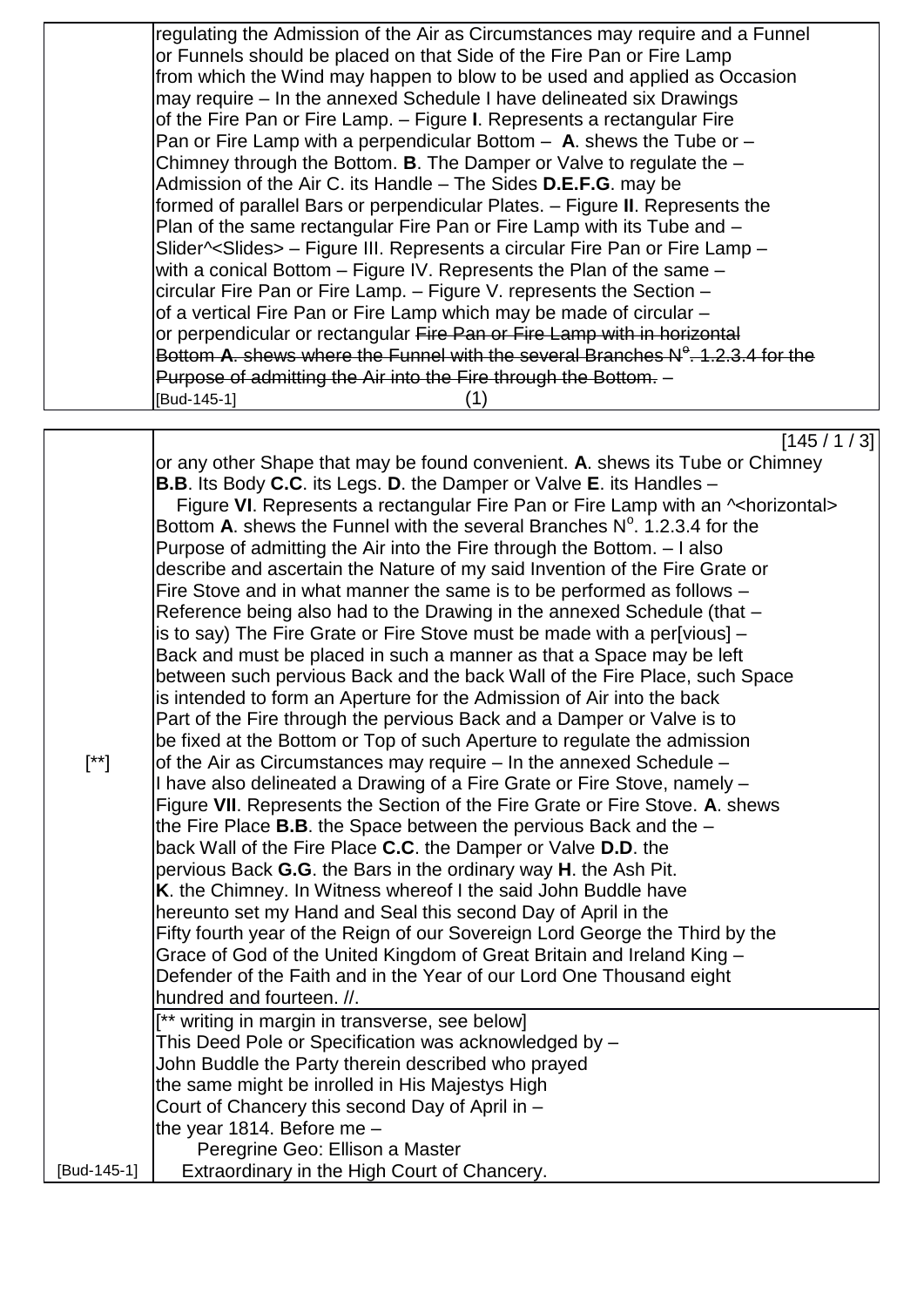regulating the Admission of the Air as Circumstances may require and a Funnel or Funnels should be placed on that Side of the Fire Pan or Fire Lamp from which the Wind may happen to blow to be used and applied as Occasion may require – In the annexed Schedule I have delineated six Drawings of the Fire Pan or Fire Lamp. – Figure **I**. Represents a rectangular Fire Pan or Fire Lamp with a perpendicular Bottom – **A**. shews the Tube or – Chimney through the Bottom. **B**. The Damper or Valve to regulate the – Admission of the Air C. its Handle – The Sides **D.E.F.G**. may be formed of parallel Bars or perpendicular Plates. – Figure **II**. Represents the Plan of the same rectangular Fire Pan or Fire Lamp with its Tube and – Slider^<Slides> – Figure III. Represents a circular Fire Pan or Fire Lamp – with a conical Bottom – Figure IV. Represents the Plan of the same – circular Fire Pan or Fire Lamp. – Figure V. represents the Section – of a vertical Fire Pan or Fire Lamp which may be made of circular – or perpendicular or rectangular ~~Fire Pan or Fire Lamp with in horizontal Bottom **A**. shews where the Funnel with the several Branches N°. 1.2.3.4 for the Purpose of admitting the Air into the Fire through the Bottom. –~~

[Bud-145-1] (1)

[145 / 1 / 3]

or any other Shape that may be found convenient. **A**. shews its Tube or Chimney **B.B**. Its Body **C.C**. its Legs. **D**. the Damper or Valve **E**. its Handles – Figure **VI**. Represents a rectangular Fire Pan or Fire Lamp with an ^<horizontal> Bottom **A**. shews the Funnel with the several Branches N°. 1.2.3.4 for the Purpose of admitting the Air into the Fire through the Bottom. – I also describe and ascertain the Nature of my said Invention of the Fire Grate or Fire Stove and in what manner the same is to be performed as follows – Reference being also had to the Drawing in the annexed Schedule (that – is to say) The Fire Grate or Fire Stove must be made with a per[vious] – Back and must be placed in such a manner as that a Space may be left between such pervious Back and the back Wall of the Fire Place, such Space is intended to form an Aperture for the Admission of Air into the back Part of the Fire through the pervious Back and a Damper or Valve is to be fixed at the Bottom or Top of such Aperture to regulate the admission of the Air as Circumstances may require – In the annexed Schedule – I have also delineated a Drawing of a Fire Grate or Fire Stove, namely – Figure **VII**. Represents the Section of the Fire Grate or Fire Stove. **A**. shews the Fire Place **B.B**. the Space between the pervious Back and the – back Wall of the Fire Place **C.C**. the Damper or Valve **D.D**. the pervious Back **G.G**. the Bars in the ordinary way **H**. the Ash Pit. **K**. the Chimney. In Witness whereof I the said John Buddle have hereunto set my Hand and Seal this second Day of April in the Fifty fourth year of the Reign of our Sovereign Lord George the Third by the Grace of God of the United Kingdom of Great Britain and Ireland King – Defender of the Faith and in the Year of our Lord One Thousand eight hundred and fourteen. //.

[**]

[** writing in margin in transverse, see below]

This Deed Pole or Specification was acknowledged by – John Buddle the Party therein described who prayed the same might be inrolled in His Majestys High Court of Chancery this second Day of April in – the year 1814. Before me –
Peregrine Geo: Ellison a Master Extraordinary in the High Court of Chancery.

[Bud-145-1]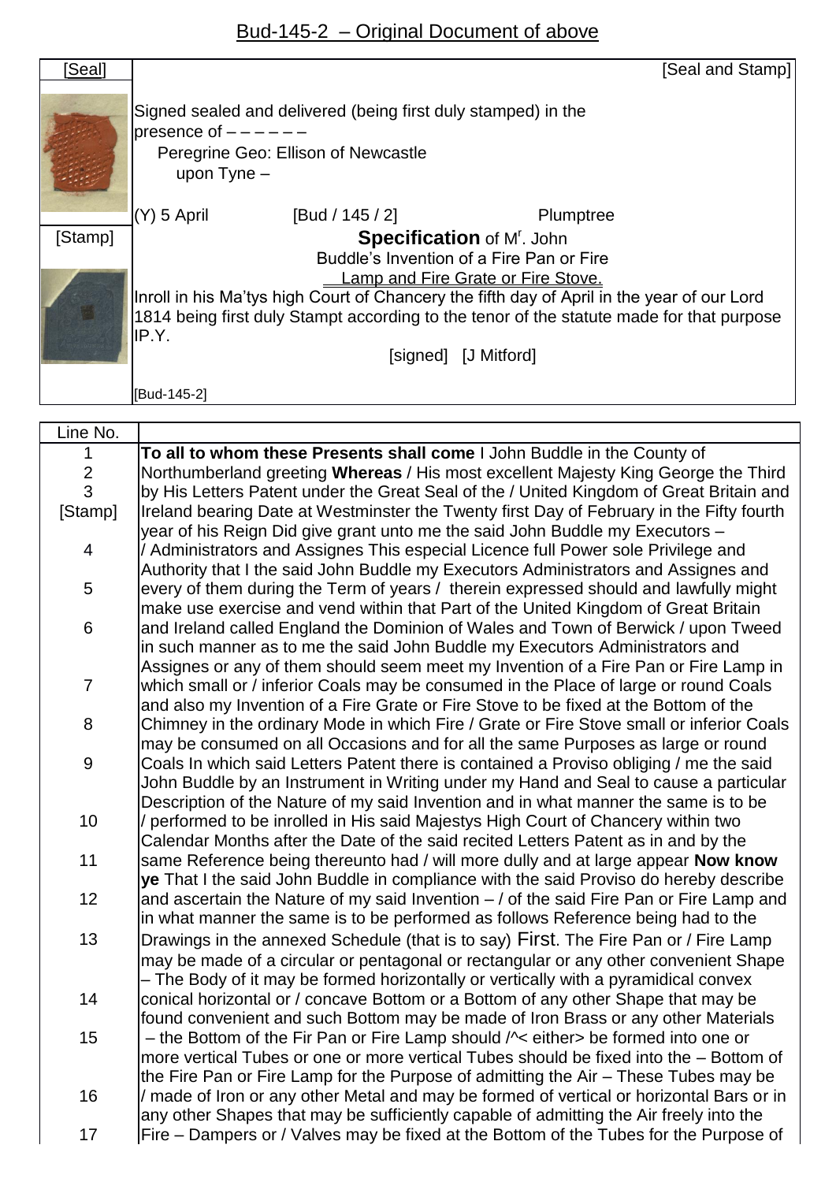## Bud-145-2 – Original Document of above

| [Seal] | [Seal and Stamp] |
|---|---|
| | Signed sealed and delivered (being first duly stamped) in the presence of – – – – – – Peregrine Geo: Ellison of Newcastle upon Tyne – |
| | (Y) 5 April [Bud / 145 / 2] Plumptree |
| [Stamp] | **Specification** of Mr. John Buddle's Invention of a Fire Pan or Fire Lamp and Fire Grate or Fire Stove. |
| | Inroll in his Ma'tys high Court of Chancery the fifth day of April in the year of our Lord 1814 being first duly Stampt according to the tenor of the statute made for that purpose IP.Y. |
| | [signed] [J Mitford] |
| | [Bud-145-2] |

| Line No. | |
|---|---|
| 1 | **To all to whom these Presents shall come** I John Buddle in the County of |
| 2 | Northumberland greeting **Whereas** / His most excellent Majesty King George the Third |
| 3 | by His Letters Patent under the Great Seal of the / United Kingdom of Great Britain and |
| [Stamp] | Ireland bearing Date at Westminster the Twenty first Day of February in the Fifty fourth year of his Reign Did give grant unto me the said John Buddle my Executors – |
| 4 | / Administrators and Assignes This especial Licence full Power sole Privilege and Authority that I the said John Buddle my Executors Administrators and Assignes and |
| 5 | every of them during the Term of years / therein expressed should and lawfully might make use exercise and vend within that Part of the United Kingdom of Great Britain |
| 6 | and Ireland called England the Dominion of Wales and Town of Berwick / upon Tweed in such manner as to me the said John Buddle my Executors Administrators and Assignes or any of them should seem meet my Invention of a Fire Pan or Fire Lamp in |
| 7 | which small or / inferior Coals may be consumed in the Place of large or round Coals and also my Invention of a Fire Grate or Fire Stove to be fixed at the Bottom of the |
| 8 | Chimney in the ordinary Mode in which Fire / Grate or Fire Stove small or inferior Coals may be consumed on all Occasions and for all the same Purposes as large or round |
| 9 | Coals In which said Letters Patent there is contained a Proviso obliging / me the said John Buddle by an Instrument in Writing under my Hand and Seal to cause a particular Description of the Nature of my said Invention and in what manner the same is to be |
| 10 | / performed to be inrolled in His said Majestys High Court of Chancery within two Calendar Months after the Date of the said recited Letters Patent as in and by the |
| 11 | same Reference being thereunto had / will more dully and at large appear **Now know ye** That I the said John Buddle in compliance with the said Proviso do hereby describe |
| 12 | and ascertain the Nature of my said Invention – / of the said Fire Pan or Fire Lamp and in what manner the same is to be performed as follows Reference being had to the |
| 13 | Drawings in the annexed Schedule (that is to say) First. The Fire Pan or / Fire Lamp may be made of a circular or pentagonal or rectangular or any other convenient Shape – The Body of it may be formed horizontally or vertically with a pyramidical convex |
| 14 | conical horizontal or / concave Bottom or a Bottom of any other Shape that may be found convenient and such Bottom may be made of Iron Brass or any other Materials |
| 15 | – the Bottom of the Fir Pan or Fire Lamp should /^< either> be formed into one or more vertical Tubes or one or more vertical Tubes should be fixed into the – Bottom of the Fire Pan or Fire Lamp for the Purpose of admitting the Air – These Tubes may be |
| 16 | / made of Iron or any other Metal and may be formed of vertical or horizontal Bars or in any other Shapes that may be sufficiently capable of admitting the Air freely into the |
| 17 | Fire – Dampers or / Valves may be fixed at the Bottom of the Tubes for the Purpose of |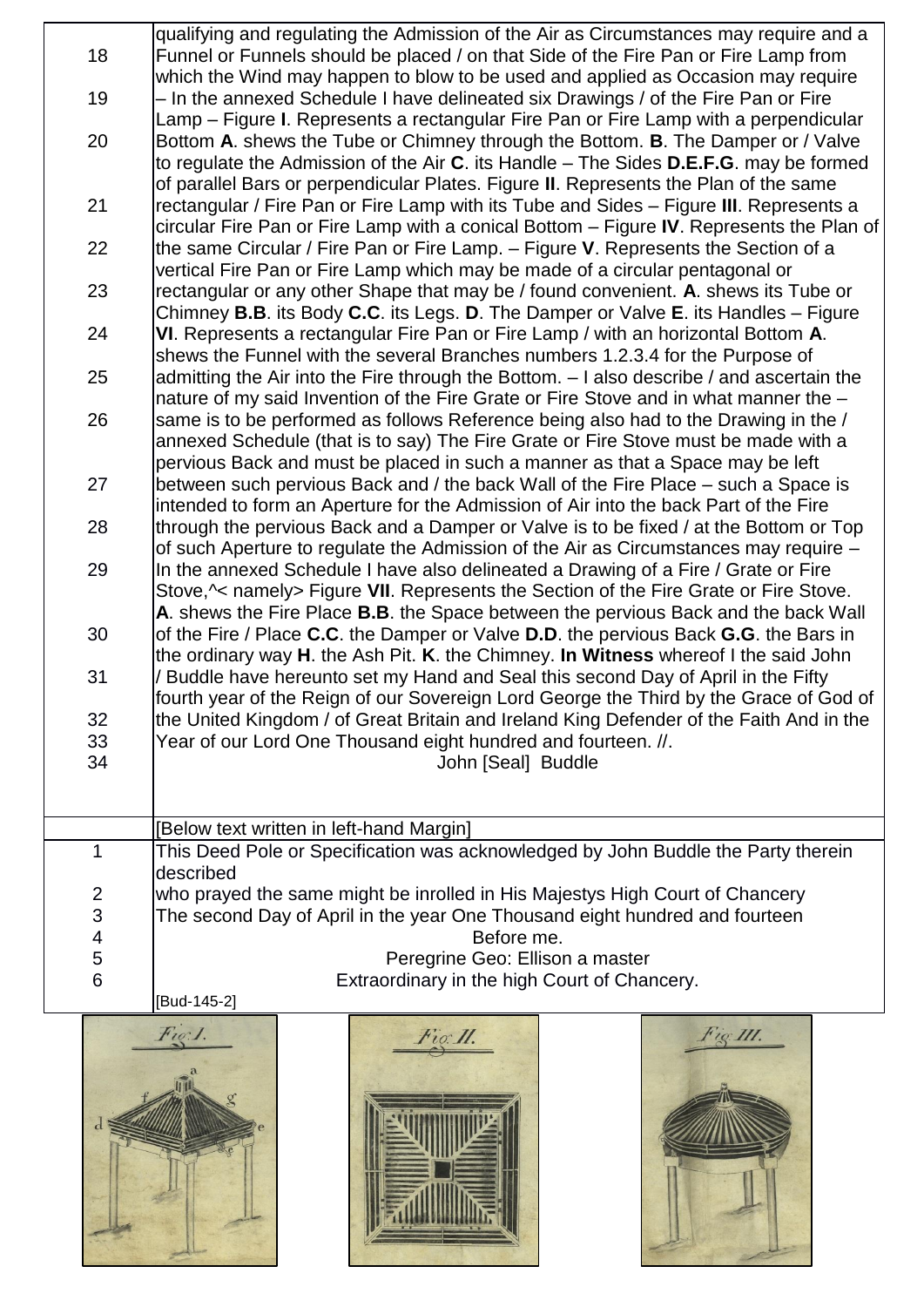| | |
|---|---|
| 18 | qualifying and regulating the Admission of the Air as Circumstances may require and a Funnel or Funnels should be placed / on that Side of the Fire Pan or Fire Lamp from which the Wind may happen to blow to be used and applied as Occasion may require |
| 19 | – In the annexed Schedule I have delineated six Drawings / of the Fire Pan or Fire Lamp – Figure **I**. Represents a rectangular Fire Pan or Fire Lamp with a perpendicular |
| 20 | Bottom **A**. shews the Tube or Chimney through the Bottom. **B**. The Damper or / Valve to regulate the Admission of the Air **C**. its Handle – The Sides **D.E.F.G**. may be formed of parallel Bars or perpendicular Plates. Figure **II**. Represents the Plan of the same |
| 21 | rectangular / Fire Pan or Fire Lamp with its Tube and Sides – Figure **III**. Represents a circular Fire Pan or Fire Lamp with a conical Bottom – Figure **IV**. Represents the Plan of |
| 22 | the same Circular / Fire Pan or Fire Lamp. – Figure **V**. Represents the Section of a vertical Fire Pan or Fire Lamp which may be made of a circular pentagonal or |
| 23 | rectangular or any other Shape that may be / found convenient. **A**. shews its Tube or Chimney **B.B**. its Body **C.C**. its Legs. **D**. The Damper or Valve **E**. its Handles – Figure |
| 24 | **VI**. Represents a rectangular Fire Pan or Fire Lamp / with an horizontal Bottom **A**. shews the Funnel with the several Branches numbers 1.2.3.4 for the Purpose of |
| 25 | admitting the Air into the Fire through the Bottom. – I also describe / and ascertain the nature of my said Invention of the Fire Grate or Fire Stove and in what manner the – |
| 26 | same is to be performed as follows Reference being also had to the Drawing in the / annexed Schedule (that is to say) The Fire Grate or Fire Stove must be made with a pervious Back and must be placed in such a manner as that a Space may be left |
| 27 | between such pervious Back and / the back Wall of the Fire Place – such a Space is intended to form an Aperture for the Admission of Air into the back Part of the Fire |
| 28 | through the pervious Back and a Damper or Valve is to be fixed / at the Bottom or Top of such Aperture to regulate the Admission of the Air as Circumstances may require – |
| 29 | In the annexed Schedule I have also delineated a Drawing of a Fire / Grate or Fire Stove,^< namely> Figure **VII**. Represents the Section of the Fire Grate or Fire Stove. **A**. shews the Fire Place **B.B**. the Space between the pervious Back and the back Wall |
| 30 | of the Fire / Place **C.C**. the Damper or Valve **D.D**. the pervious Back **G.G**. the Bars in the ordinary way **H**. the Ash Pit. **K**. the Chimney. **In Witness** whereof I the said John |
| 31 | / Buddle have hereunto set my Hand and Seal this second Day of April in the Fifty fourth year of the Reign of our Sovereign Lord George the Third by the Grace of God of |
| 32 | the United Kingdom / of Great Britain and Ireland King Defender of the Faith And in the |
| 33 | Year of our Lord One Thousand eight hundred and fourteen. //. |
| 34 | John [Seal] Buddle |
| | |
| | [Below text written in left-hand Margin] |
| 1 | This Deed Pole or Specification was acknowledged by John Buddle the Party therein described |
| 2 | who prayed the same might be inrolled in His Majestys High Court of Chancery |
| 3 | The second Day of April in the year One Thousand eight hundred and fourteen |
| 4 | Before me. |
| 5 | Peregrine Geo: Ellison a master |
| 6 | Extraordinary in the high Court of Chancery. |
| | [Bud-145-2] |

Fig. I.

Fig. II.

Fig. III.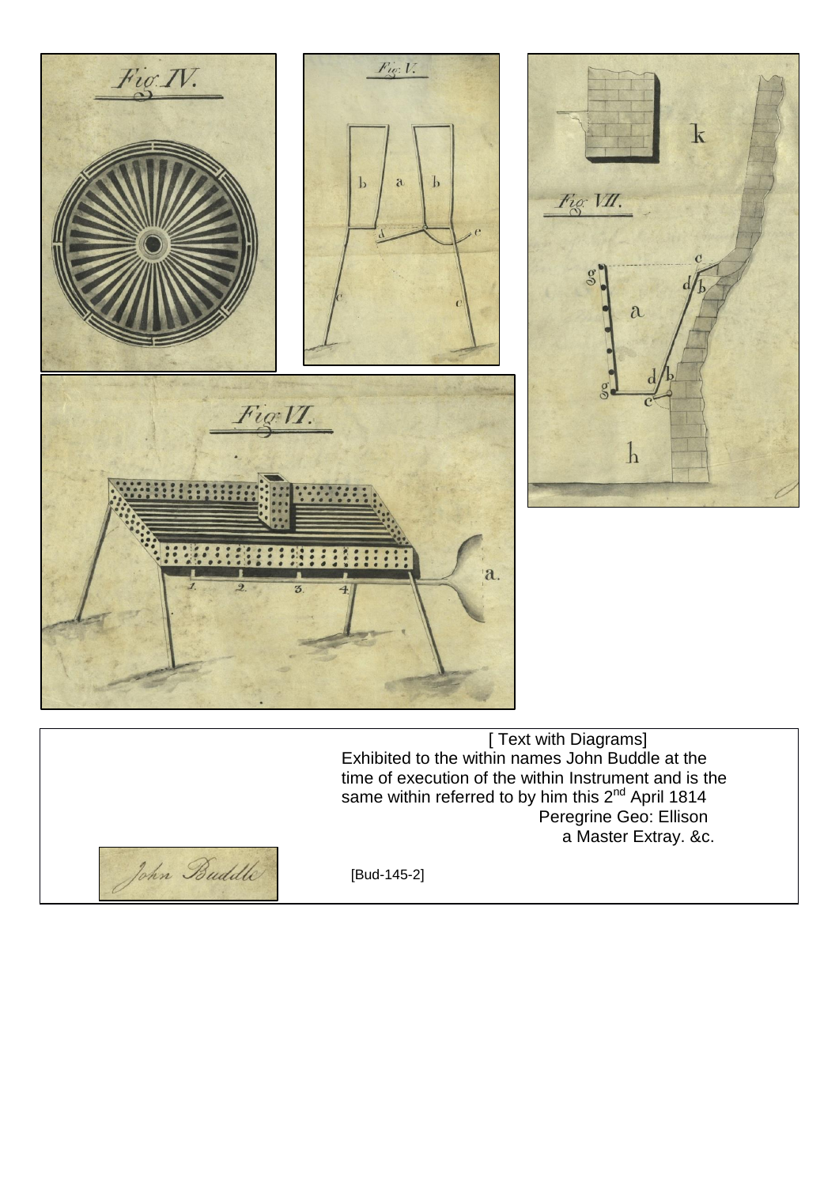Fig. IV.

Fig. V.

Fig. VI.

Fig. VII.

[ Text with Diagrams]
Exhibited to the within names John Buddle at the time of execution of the within Instrument and is the same within referred to by him this 2nd April 1814
Peregrine Geo: Ellison
a Master Extray. &c.

John Buddle

[Bud-145-2]